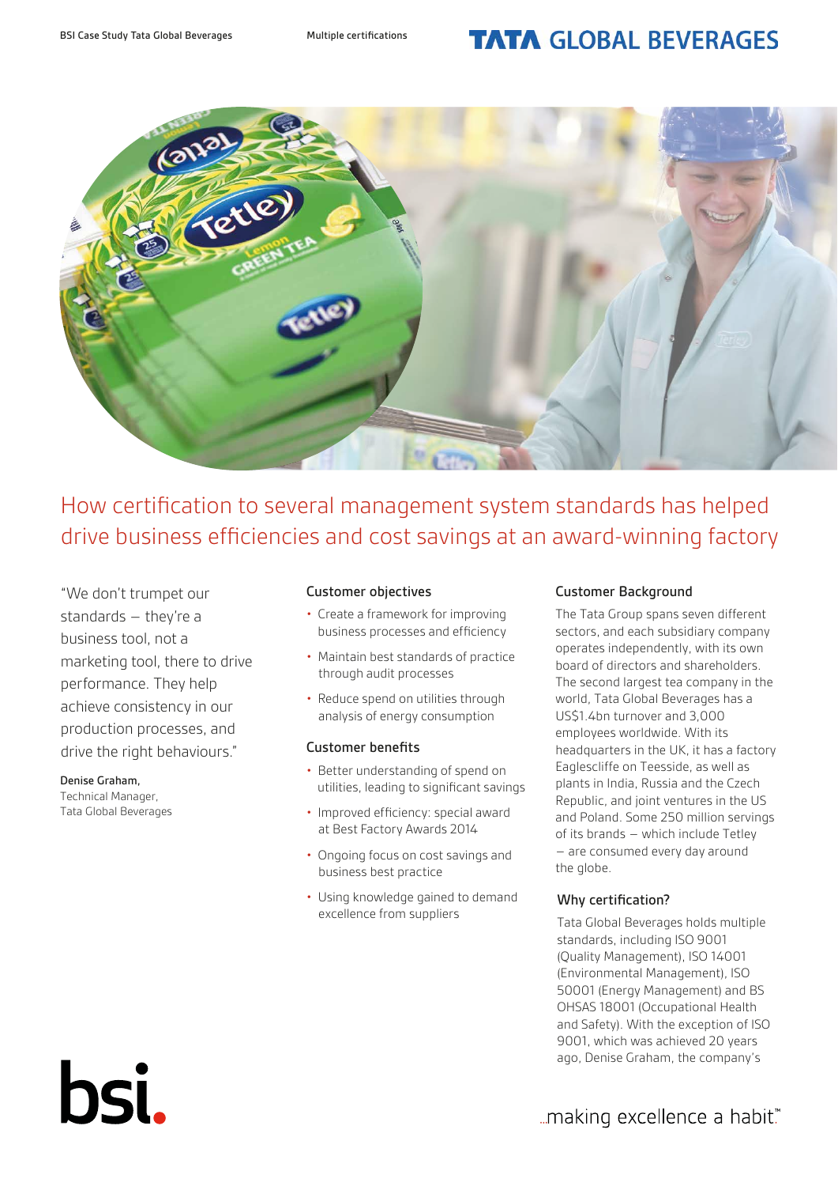# How certification to several management system standards has helped drive business efficiencies and cost savings at an award-winning factory

"We don't trumpet our standards – they're a business tool, not a marketing tool, there to drive performance. They help achieve consistency in our production processes, and drive the right behaviours."

**Denise Graham,**
Technical Manager,
Tata Global Beverages

## Customer objectives

- Create a framework for improving business processes and efficiency
- Maintain best standards of practice through audit processes
- Reduce spend on utilities through analysis of energy consumption

## Customer benefits

- Better understanding of spend on utilities, leading to significant savings
- Improved efficiency: special award at Best Factory Awards 2014
- Ongoing focus on cost savings and business best practice
- Using knowledge gained to demand excellence from suppliers

## Customer Background

The Tata Group spans seven different sectors, and each subsidiary company operates independently, with its own board of directors and shareholders. The second largest tea company in the world, Tata Global Beverages has a US$1.4bn turnover and 3,000 employees worldwide. With its headquarters in the UK, it has a factory Eaglescliffe on Teesside, as well as plants in India, Russia and the Czech Republic, and joint ventures in the US and Poland. Some 250 million servings of its brands – which include Tetley – are consumed every day around the globe.

## Why certification?

Tata Global Beverages holds multiple standards, including ISO 9001 (Quality Management), ISO 14001 (Environmental Management), ISO 50001 (Energy Management) and BS OHSAS 18001 (Occupational Health and Safety). With the exception of ISO 9001, which was achieved 20 years ago, Denise Graham, the company's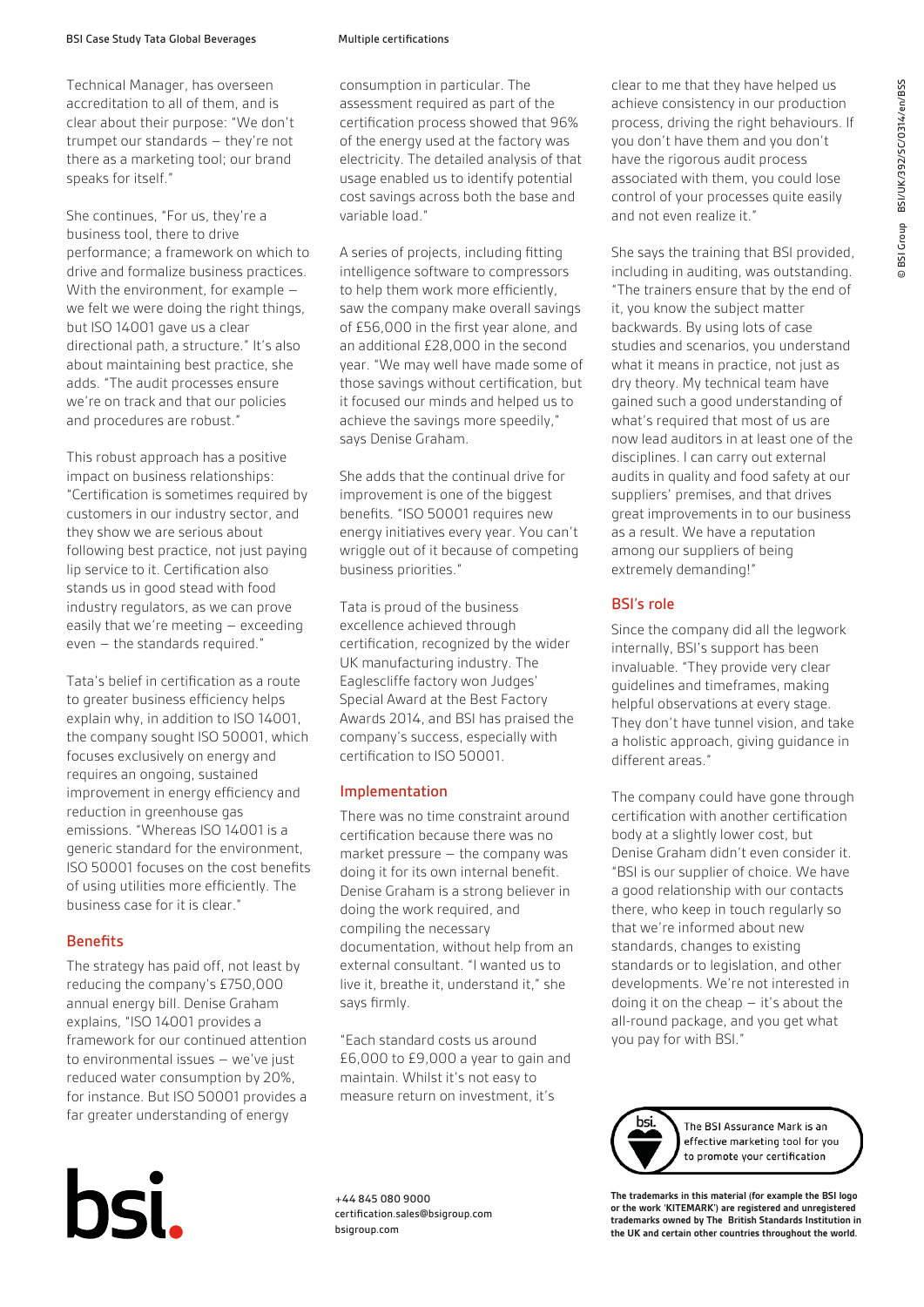Technical Manager, has overseen accreditation to all of them, and is clear about their purpose: "We don't trumpet our standards – they're not there as a marketing tool; our brand speaks for itself."

She continues, "For us, they're a business tool, there to drive performance; a framework on which to drive and formalize business practices. With the environment, for example – we felt we were doing the right things, but ISO 14001 gave us a clear directional path, a structure." It's also about maintaining best practice, she adds. "The audit processes ensure we're on track and that our policies and procedures are robust."

This robust approach has a positive impact on business relationships: "Certification is sometimes required by customers in our industry sector, and they show we are serious about following best practice, not just paying lip service to it. Certification also stands us in good stead with food industry regulators, as we can prove easily that we're meeting – exceeding even – the standards required."

Tata's belief in certification as a route to greater business efficiency helps explain why, in addition to ISO 14001, the company sought ISO 50001, which focuses exclusively on energy and requires an ongoing, sustained improvement in energy efficiency and reduction in greenhouse gas emissions. "Whereas ISO 14001 is a generic standard for the environment, ISO 50001 focuses on the cost benefits of using utilities more efficiently. The business case for it is clear."

## Benefits

The strategy has paid off, not least by reducing the company's £750,000 annual energy bill. Denise Graham explains, "ISO 14001 provides a framework for our continued attention to environmental issues – we've just reduced water consumption by 20%, for instance. But ISO 50001 provides a far greater understanding of energy consumption in particular. The assessment required as part of the certification process showed that 96% of the energy used at the factory was electricity. The detailed analysis of that usage enabled us to identify potential cost savings across both the base and variable load."

A series of projects, including fitting intelligence software to compressors to help them work more efficiently, saw the company make overall savings of £56,000 in the first year alone, and an additional £28,000 in the second year. "We may well have made some of those savings without certification, but it focused our minds and helped us to achieve the savings more speedily," says Denise Graham.

She adds that the continual drive for improvement is one of the biggest benefits. "ISO 50001 requires new energy initiatives every year. You can't wriggle out of it because of competing business priorities."

Tata is proud of the business excellence achieved through certification, recognized by the wider UK manufacturing industry. The Eaglescliffe factory won Judges' Special Award at the Best Factory Awards 2014, and BSI has praised the company's success, especially with certification to ISO 50001.

## Implementation

There was no time constraint around certification because there was no market pressure – the company was doing it for its own internal benefit. Denise Graham is a strong believer in doing the work required, and compiling the necessary documentation, without help from an external consultant. "I wanted us to live it, breathe it, understand it," she says firmly.

"Each standard costs us around £6,000 to £9,000 a year to gain and maintain. Whilst it's not easy to measure return on investment, it's clear to me that they have helped us achieve consistency in our production process, driving the right behaviours. If you don't have them and you don't have the rigorous audit process associated with them, you could lose control of your processes quite easily and not even realize it."

She says the training that BSI provided, including in auditing, was outstanding. "The trainers ensure that by the end of it, you know the subject matter backwards. By using lots of case studies and scenarios, you understand what it means in practice, not just as dry theory. My technical team have gained such a good understanding of what's required that most of us are now lead auditors in at least one of the disciplines. I can carry out external audits in quality and food safety at our suppliers' premises, and that drives great improvements in to our business as a result. We have a reputation among our suppliers of being extremely demanding!"

## BSI's role

Since the company did all the legwork internally, BSI's support has been invaluable. "They provide very clear guidelines and timeframes, making helpful observations at every stage. They don't have tunnel vision, and take a holistic approach, giving guidance in different areas."

The company could have gone through certification with another certification body at a slightly lower cost, but Denise Graham didn't even consider it. "BSI is our supplier of choice. We have a good relationship with our contacts there, who keep in touch regularly so that we're informed about new standards, changes to existing standards or to legislation, and other developments. We're not interested in doing it on the cheap – it's about the all-round package, and you get what you pay for with BSI."

The BSI Assurance Mark is an effective marketing tool for you to promote your certification

+44 845 080 9000
certification.sales@bsigroup.com
bsigroup.com

**The trademarks in this material (for example the BSI logo or the work 'KITEMARK') are registered and unregistered trademarks owned by The British Standards Institution in the UK and certain other countries throughout the world.**

© BSI Group BSI/UK/392/SC/0314/en/BSS